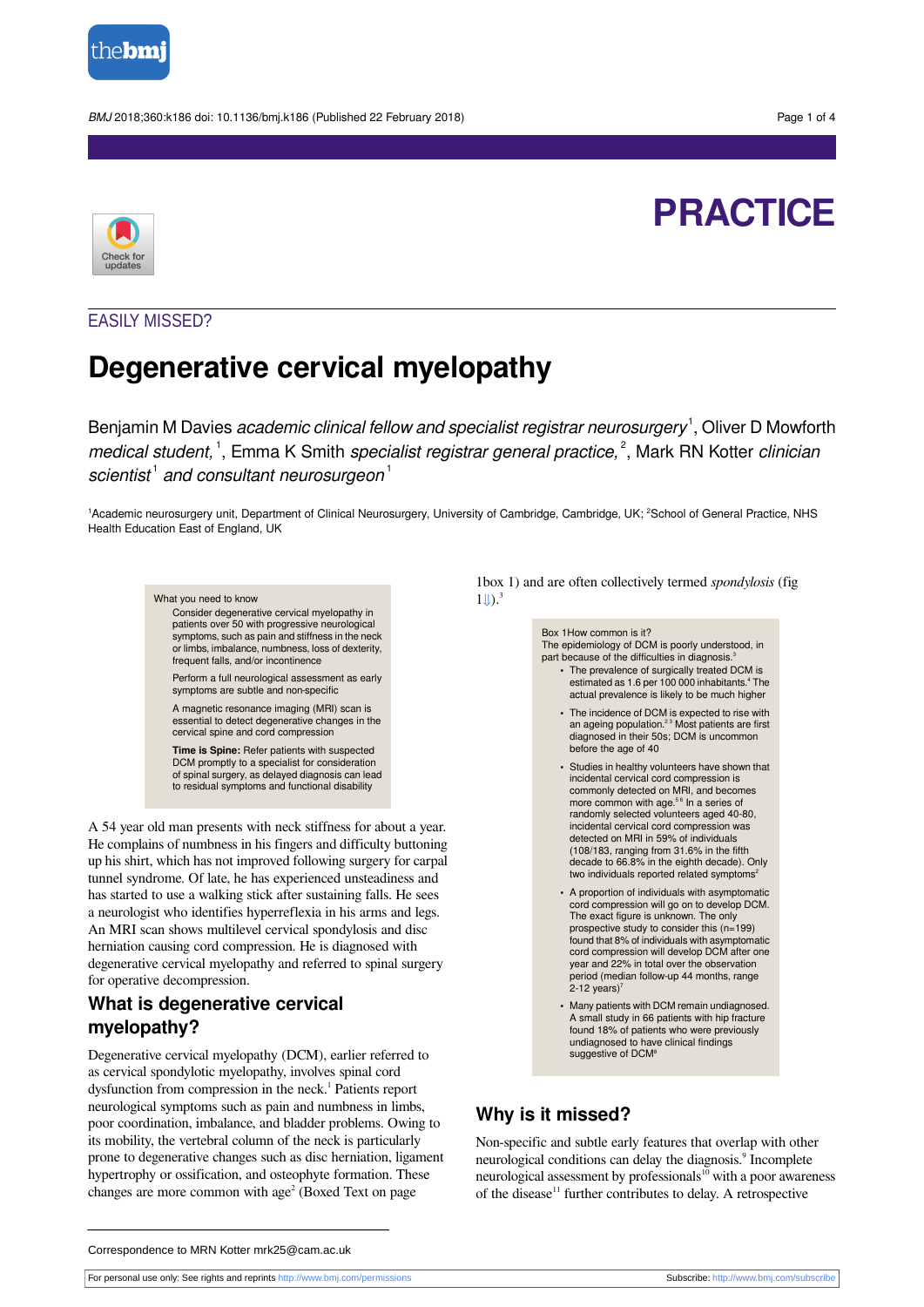EASILY MISSED?

# Degenerative cervical myelopathy

Benjamin M Davies *academic clinical fellow and specialist registrar neurosurgery*[1], Oliver D Mowforth *medical student,*[1], Emma K Smith *specialist registrar general practice,*[2], Mark RN Kotter *clinician scientist*[1] *and consultant neurosurgeon*[1]

[1]Academic neurosurgery unit, Department of Clinical Neurosurgery, University of Cambridge, Cambridge, UK; [2]School of General Practice, NHS Health Education East of England, UK

> What you need to know
>
> - Consider degenerative cervical myelopathy in patients over 50 with progressive neurological symptoms, such as pain and stiffness in the neck or limbs, imbalance, numbness, loss of dexterity, frequent falls, and/or incontinence
> - Perform a full neurological assessment as early symptoms are subtle and non-specific
> - A magnetic resonance imaging (MRI) scan is essential to detect degenerative changes in the cervical spine and cord compression
> - **Time is Spine:** Refer patients with suspected DCM promptly to a specialist for consideration of spinal surgery, as delayed diagnosis can lead to residual symptoms and functional disability

A 54 year old man presents with neck stiffness for about a year. He complains of numbness in his fingers and difficulty buttoning up his shirt, which has not improved following surgery for carpal tunnel syndrome. Of late, he has experienced unsteadiness and has started to use a walking stick after sustaining falls. He sees a neurologist who identifies hyperreflexia in his arms and legs. An MRI scan shows multilevel cervical spondylosis and disc herniation causing cord compression. He is diagnosed with degenerative cervical myelopathy and referred to spinal surgery for operative decompression.

## What is degenerative cervical myelopathy?

Degenerative cervical myelopathy (DCM), earlier referred to as cervical spondylotic myelopathy, involves spinal cord dysfunction from compression in the neck.[1] Patients report neurological symptoms such as pain and numbness in limbs, poor coordination, imbalance, and bladder problems. Owing to its mobility, the vertebral column of the neck is particularly prone to degenerative changes such as disc herniation, ligament hypertrophy or ossification, and osteophyte formation. These changes are more common with age[2] (Boxed Text on page 1box 1) and are often collectively termed *spondylosis* (fig 1⇓).[3]

> Box 1How common is it?
>
> The epidemiology of DCM is poorly understood, in part because of the difficulties in diagnosis.[3]
>
> - The prevalence of surgically treated DCM is estimated as 1.6 per 100 000 inhabitants.[4] The actual prevalence is likely to be much higher
> - The incidence of DCM is expected to rise with an ageing population.[2 3] Most patients are first diagnosed in their 50s; DCM is uncommon before the age of 40
> - Studies in healthy volunteers have shown that incidental cervical cord compression is commonly detected on MRI, and becomes more common with age.[5 6] In a series of randomly selected volunteers aged 40-80, incidental cervical cord compression was detected on MRI in 59% of individuals (108/183, ranging from 31.6% in the fifth decade to 66.8% in the eighth decade). Only two individuals reported related symptoms[2]
> - A proportion of individuals with asymptomatic cord compression will go on to develop DCM. The exact figure is unknown. The only prospective study to consider this (n=199) found that 8% of individuals with asymptomatic cord compression will develop DCM after one year and 22% in total over the observation period (median follow-up 44 months, range 2-12 years)[7]
> - Many patients with DCM remain undiagnosed. A small study in 66 patients with hip fracture found 18% of patients who were previously undiagnosed to have clinical findings suggestive of DCM[8]

## Why is it missed?

Non-specific and subtle early features that overlap with other neurological conditions can delay the diagnosis.[9] Incomplete neurological assessment by professionals[10] with a poor awareness of the disease[11] further contributes to delay. A retrospective

Correspondence to MRN Kotter mrk25@cam.ac.uk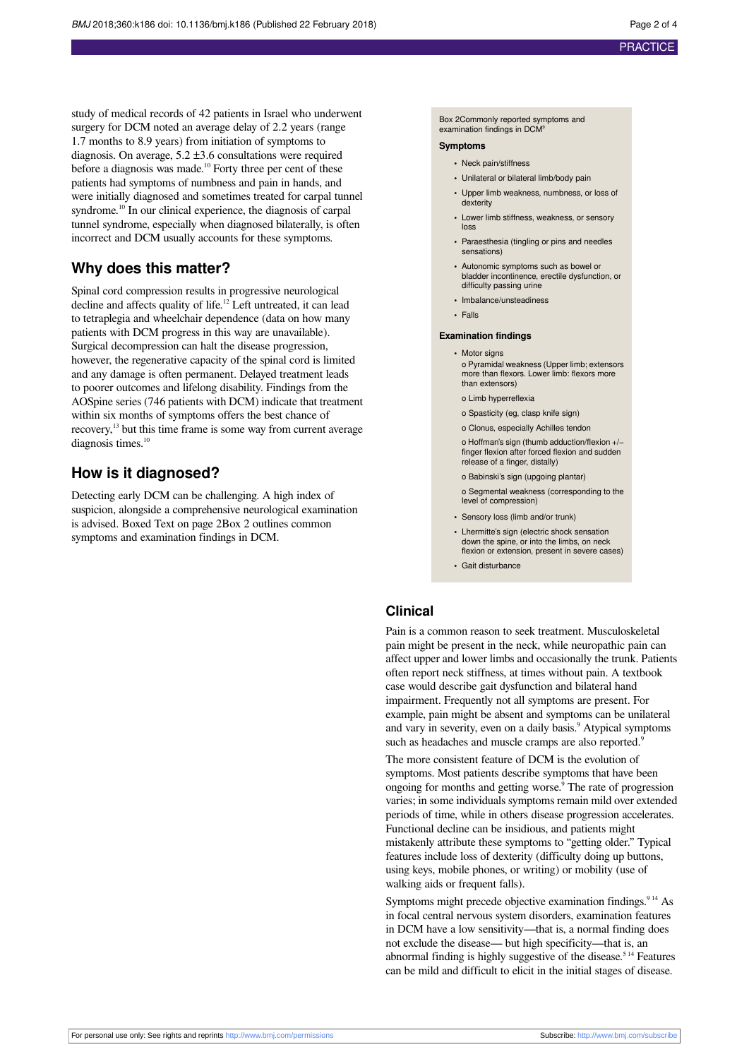study of medical records of 42 patients in Israel who underwent surgery for DCM noted an average delay of 2.2 years (range 1.7 months to 8.9 years) from initiation of symptoms to diagnosis. On average, 5.2 ±3.6 consultations were required before a diagnosis was made.[10] Forty three per cent of these patients had symptoms of numbness and pain in hands, and were initially diagnosed and sometimes treated for carpal tunnel syndrome.[10] In our clinical experience, the diagnosis of carpal tunnel syndrome, especially when diagnosed bilaterally, is often incorrect and DCM usually accounts for these symptoms.

## Why does this matter?

Spinal cord compression results in progressive neurological decline and affects quality of life.[12] Left untreated, it can lead to tetraplegia and wheelchair dependence (data on how many patients with DCM progress in this way are unavailable). Surgical decompression can halt the disease progression, however, the regenerative capacity of the spinal cord is limited and any damage is often permanent. Delayed treatment leads to poorer outcomes and lifelong disability. Findings from the AOSpine series (746 patients with DCM) indicate that treatment within six months of symptoms offers the best chance of recovery,[13] but this time frame is some way from current average diagnosis times.[10]

## How is it diagnosed?

Detecting early DCM can be challenging. A high index of suspicion, alongside a comprehensive neurological examination is advised. Boxed Text on page 2Box 2 outlines common symptoms and examination findings in DCM.

Box 2Commonly reported symptoms and examination findings in DCM[9]

**Symptoms**

- Neck pain/stiffness
- Unilateral or bilateral limb/body pain
- Upper limb weakness, numbness, or loss of dexterity
- Lower limb stiffness, weakness, or sensory loss
- Paraesthesia (tingling or pins and needles sensations)
- Autonomic symptoms such as bowel or bladder incontinence, erectile dysfunction, or difficulty passing urine
- Imbalance/unsteadiness
- Falls

**Examination findings**

- Motor signs
  - o Pyramidal weakness (Upper limb; extensors more than flexors. Lower limb: flexors more than extensors)
  - o Limb hyperreflexia
  - o Spasticity (eg, clasp knife sign)
  - o Clonus, especially Achilles tendon
  - o Hoffman's sign (thumb adduction/flexion +/− finger flexion after forced flexion and sudden release of a finger, distally)
  - o Babinski's sign (upgoing plantar)
  - o Segmental weakness (corresponding to the level of compression)
- Sensory loss (limb and/or trunk)
- Lhermitte's sign (electric shock sensation down the spine, or into the limbs, on neck flexion or extension, present in severe cases)
- Gait disturbance

### Clinical

Pain is a common reason to seek treatment. Musculoskeletal pain might be present in the neck, while neuropathic pain can affect upper and lower limbs and occasionally the trunk. Patients often report neck stiffness, at times without pain. A textbook case would describe gait dysfunction and bilateral hand impairment. Frequently not all symptoms are present. For example, pain might be absent and symptoms can be unilateral and vary in severity, even on a daily basis.[9] Atypical symptoms such as headaches and muscle cramps are also reported.[9]

The more consistent feature of DCM is the evolution of symptoms. Most patients describe symptoms that have been ongoing for months and getting worse.[9] The rate of progression varies; in some individuals symptoms remain mild over extended periods of time, while in others disease progression accelerates. Functional decline can be insidious, and patients might mistakenly attribute these symptoms to "getting older." Typical features include loss of dexterity (difficulty doing up buttons, using keys, mobile phones, or writing) or mobility (use of walking aids or frequent falls).

Symptoms might precede objective examination findings.[9,14] As in focal central nervous system disorders, examination features in DCM have a low sensitivity—that is, a normal finding does not exclude the disease— but high specificity—that is, an abnormal finding is highly suggestive of the disease.[5,14] Features can be mild and difficult to elicit in the initial stages of disease.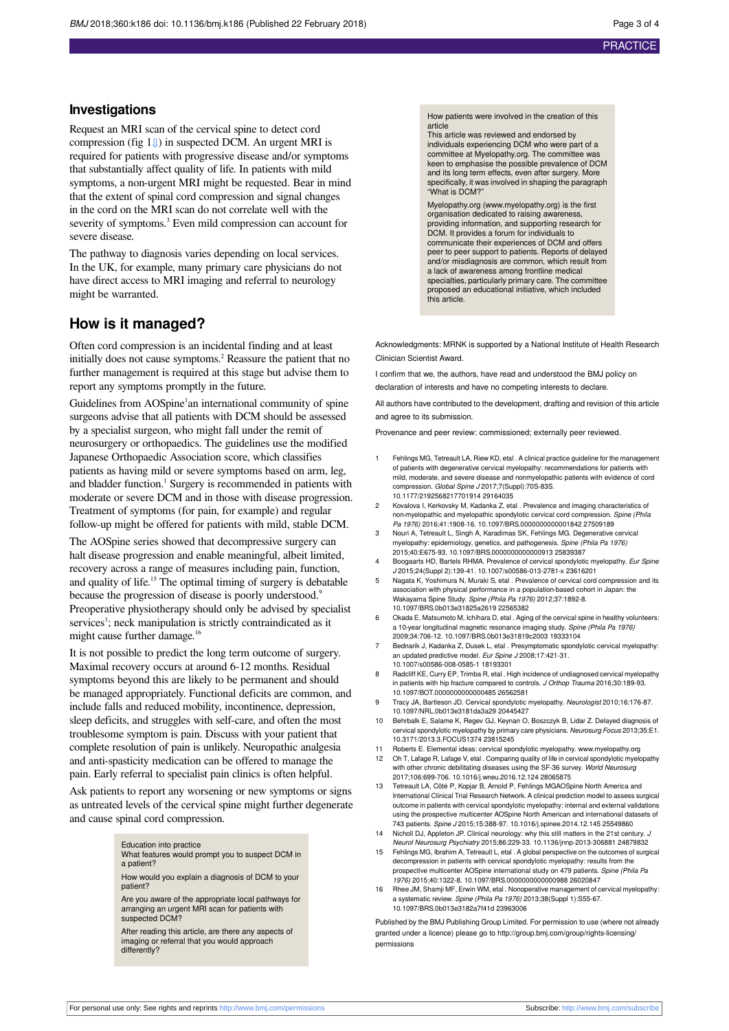## Investigations

Request an MRI scan of the cervical spine to detect cord compression (fig 1⇓) in suspected DCM. An urgent MRI is required for patients with progressive disease and/or symptoms that substantially affect quality of life. In patients with mild symptoms, a non-urgent MRI might be requested. Bear in mind that the extent of spinal cord compression and signal changes in the cord on the MRI scan do not correlate well with the severity of symptoms.[3] Even mild compression can account for severe disease.

The pathway to diagnosis varies depending on local services. In the UK, for example, many primary care physicians do not have direct access to MRI imaging and referral to neurology might be warranted.

## How is it managed?

Often cord compression is an incidental finding and at least initially does not cause symptoms.[2] Reassure the patient that no further management is required at this stage but advise them to report any symptoms promptly in the future.

Guidelines from AOSpine[1]an international community of spine surgeons advise that all patients with DCM should be assessed by a specialist surgeon, who might fall under the remit of neurosurgery or orthopaedics. The guidelines use the modified Japanese Orthopaedic Association score, which classifies patients as having mild or severe symptoms based on arm, leg, and bladder function.[1] Surgery is recommended in patients with moderate or severe DCM and in those with disease progression. Treatment of symptoms (for pain, for example) and regular follow-up might be offered for patients with mild, stable DCM.

The AOSpine series showed that decompressive surgery can halt disease progression and enable meaningful, albeit limited, recovery across a range of measures including pain, function, and quality of life.[15] The optimal timing of surgery is debatable because the progression of disease is poorly understood.[9] Preoperative physiotherapy should only be advised by specialist services[1]; neck manipulation is strictly contraindicated as it might cause further damage.[16]

It is not possible to predict the long term outcome of surgery. Maximal recovery occurs at around 6-12 months. Residual symptoms beyond this are likely to be permanent and should be managed appropriately. Functional deficits are common, and include falls and reduced mobility, incontinence, depression, sleep deficits, and struggles with self-care, and often the most troublesome symptom is pain. Discuss with your patient that complete resolution of pain is unlikely. Neuropathic analgesia and anti-spasticity medication can be offered to manage the pain. Early referral to specialist pain clinics is often helpful.

Ask patients to report any worsening or new symptoms or signs as untreated levels of the cervical spine might further degenerate and cause spinal cord compression.

> **Education into practice**
>
> What features would prompt you to suspect DCM in a patient?
>
> How would you explain a diagnosis of DCM to your patient?
>
> Are you aware of the appropriate local pathways for arranging an urgent MRI scan for patients with suspected DCM?
>
> After reading this article, are there any aspects of imaging or referral that you would approach differently?

> **How patients were involved in the creation of this article**
>
> This article was reviewed and endorsed by individuals experiencing DCM who were part of a committee at Myelopathy.org. The committee was keen to emphasise the possible prevalence of DCM and its long term effects, even after surgery. More specifically, it was involved in shaping the paragraph "What is DCM?"
>
> Myelopathy.org (www.myelopathy.org) is the first organisation dedicated to raising awareness, providing information, and supporting research for DCM. It provides a forum for individuals to communicate their experiences of DCM and offers peer to peer support to patients. Reports of delayed and/or misdiagnosis are common, which result from a lack of awareness among frontline medical specialties, particularly primary care. The committee proposed an educational initiative, which included this article.

Acknowledgments: MRNK is supported by a National Institute of Health Research Clinician Scientist Award.

I confirm that we, the authors, have read and understood the BMJ policy on declaration of interests and have no competing interests to declare.

All authors have contributed to the development, drafting and revision of this article and agree to its submission.

Provenance and peer review: commissioned; externally peer reviewed.

1. Fehlings MG, Tetreault LA, Riew KD, etal . A clinical practice guideline for the management of patients with degenerative cervical myelopathy: recommendations for patients with mild, moderate, and severe disease and nonmyelopathic patients with evidence of cord compression. *Global Spine J* 2017;7(Suppl):70S-83S. 10.1177/2192568217701914 29164035
2. Kovalova I, Kerkovsky M, Kadanka Z, etal . Prevalence and imaging characteristics of non-myelopathic and myelopathic spondylotic cervical cord compression. *Spine (Phila Pa 1976)* 2016;41:1908-16. 10.1097/BRS.0000000000001842 27509189
3. Nouri A, Tetreault L, Singh A, Karadimas SK, Fehlings MG. Degenerative cervical myelopathy: epidemiology, genetics, and pathogenesis. *Spine (Phila Pa 1976)* 2015;40:E675-93. 10.1097/BRS.0000000000000913 25839387
4. Boogaarts HD, Bartels RHMA. Prevalence of cervical spondylotic myelopathy. *Eur Spine J* 2015;24(Suppl 2):139-41. 10.1007/s00586-013-2781-x 23616201
5. Nagata K, Yoshimura N, Muraki S, etal . Prevalence of cervical cord compression and its association with physical performance in a population-based cohort in Japan: the Wakayama Spine Study. *Spine (Phila Pa 1976)* 2012;37:1892-8. 10.1097/BRS.0b013e31825a2619 22565382
6. Okada E, Matsumoto M, Ichihara D, etal . Aging of the cervical spine in healthy volunteers: a 10-year longitudinal magnetic resonance imaging study. *Spine (Phila Pa 1976)* 2009;34:706-12. 10.1097/BRS.0b013e31819c2003 19333104
7. Bednarik J, Kadanka Z, Dusek L, etal . Presymptomatic spondylotic cervical myelopathy: an updated predictive model. *Eur Spine J* 2008;17:421-31. 10.1007/s00586-008-0585-1 18193301
8. Radcliff KE, Curry EP, Trimba R, etal . High incidence of undiagnosed cervical myelopathy in patients with hip fracture compared to controls. *J Orthop Trauma* 2016;30:189-93. 10.1097/BOT.0000000000000485 26562581
9. Tracy JA, Bartleson JD. Cervical spondylotic myelopathy. *Neurologist* 2010;16:176-87. 10.1097/NRL.0b013e3181da3a29 20445427
10. Behrbalk E, Salame K, Regev GJ, Keynan O, Boszczyk B, Lidar Z. Delayed diagnosis of cervical spondylotic myelopathy by primary care physicians. *Neurosurg Focus* 2013;35:E1. 10.3171/2013.3.FOCUS1374 23815245
11. Roberts E. Elemental ideas: cervical spondylotic myelopathy. www.myelopathy.org
12. Oh T, Lafage R, Lafage V, etal . Comparing quality of life in cervical spondylotic myelopathy with other chronic debilitating diseases using the SF-36 survey. *World Neurosurg* 2017;106:699-706. 10.1016/j.wneu.2016.12.124 28065875
13. Tetreault LA, Côté P, Kopjar B, Arnold P, Fehlings MGAOSpine North America and International Clinical Trial Research Network. A clinical prediction model to assess surgical outcome in patients with cervical spondylotic myelopathy: internal and external validations using the prospective multicenter AOSpine North American and international datasets of 743 patients. *Spine J* 2015;15:388-97. 10.1016/j.spinee.2014.12.145 25549860
14. Nicholl DJ, Appleton JP. Clinical neurology: why this still matters in the 21st century. *J Neurol Neurosurg Psychiatry* 2015;86:229-33. 10.1136/jnnp-2013-306881 24879832
15. Fehlings MG, Ibrahim A, Tetreault L, etal . A global perspective on the outcomes of surgical decompression in patients with cervical spondylotic myelopathy: results from the prospective multicenter AOSpine international study on 479 patients. *Spine (Phila Pa 1976)* 2015;40:1322-8. 10.1097/BRS.0000000000000988 26020847
16. Rhee JM, Shamji MF, Erwin WM, etal . Nonoperative management of cervical myelopathy: a systematic review. *Spine (Phila Pa 1976)* 2013;38(Suppl 1):S55-67. 10.1097/BRS.0b013e3182a7f41d 23963006

Published by the BMJ Publishing Group Limited. For permission to use (where not already granted under a licence) please go to http://group.bmj.com/group/rights-licensing/permissions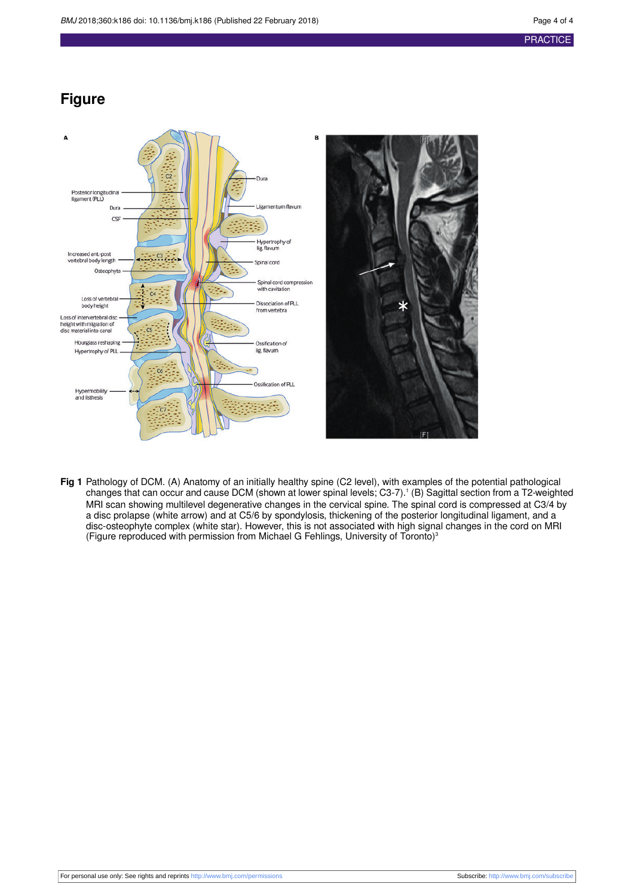## Figure

A

Posterior longitudinal ligament (PLL)

Dura

CSF

Increased ant-post vertebral body length

Osteophyte

Loss of vertebral body height

Loss of intervertebral disc height with migration of disc material into canal

Hourglass reshaping

Hypertrophy of PLL

Hypermobility and listhesis

C2

C3

C4

C5

C6

C7

Dura

Ligamentum flavum

Hypertrophy of lig. flavum

Spinal cord

Spinal cord compression with cavitation

Dissociation of PLL from vertebra

Ossification of lig. flavum

Ossification of PLL

B

[H]

*

[F]

**Fig 1** Pathology of DCM. (A) Anatomy of an initially healthy spine (C2 level), with examples of the potential pathological changes that can occur and cause DCM (shown at lower spinal levels; C3-7).[1] (B) Sagittal section from a T2-weighted MRI scan showing multilevel degenerative changes in the cervical spine. The spinal cord is compressed at C3/4 by a disc prolapse (white arrow) and at C5/6 by spondylosis, thickening of the posterior longitudinal ligament, and a disc-osteophyte complex (white star). However, this is not associated with high signal changes in the cord on MRI (Figure reproduced with permission from Michael G Fehlings, University of Toronto)[3]